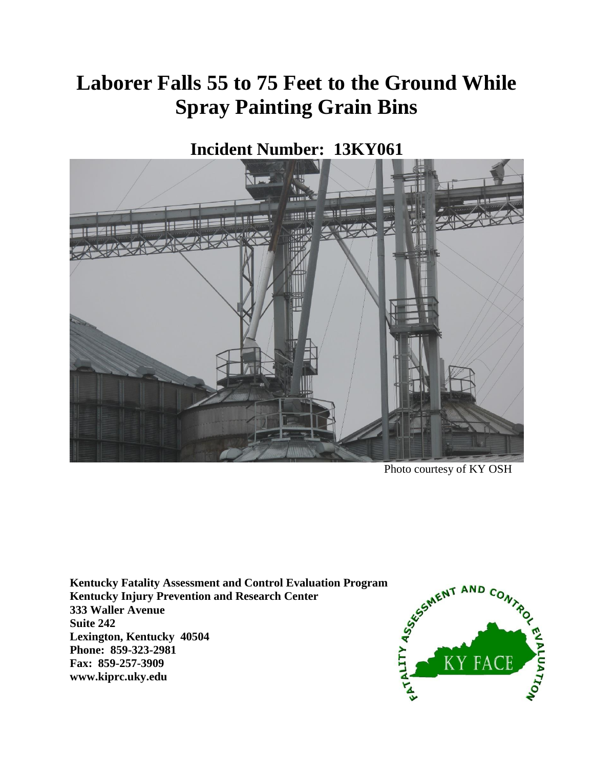# Laborer Falls 55 to 75 Feet to the Ground While Spray Painting Grain Bins

## Incident Number: 13KY061

Photo courtesy of KY OSH

**Kentucky Fatality Assessment and Control Evaluation Program**
**Kentucky Injury Prevention and Research Center**
**333 Waller Avenue**
**Suite 242**
**Lexington, Kentucky 40504**
**Phone: 859-323-2981**
**Fax: 859-257-3909**
**www.kiprc.uky.edu**

FATALITY ASSESSMENT AND CONTROL EVALUATION

KY FACE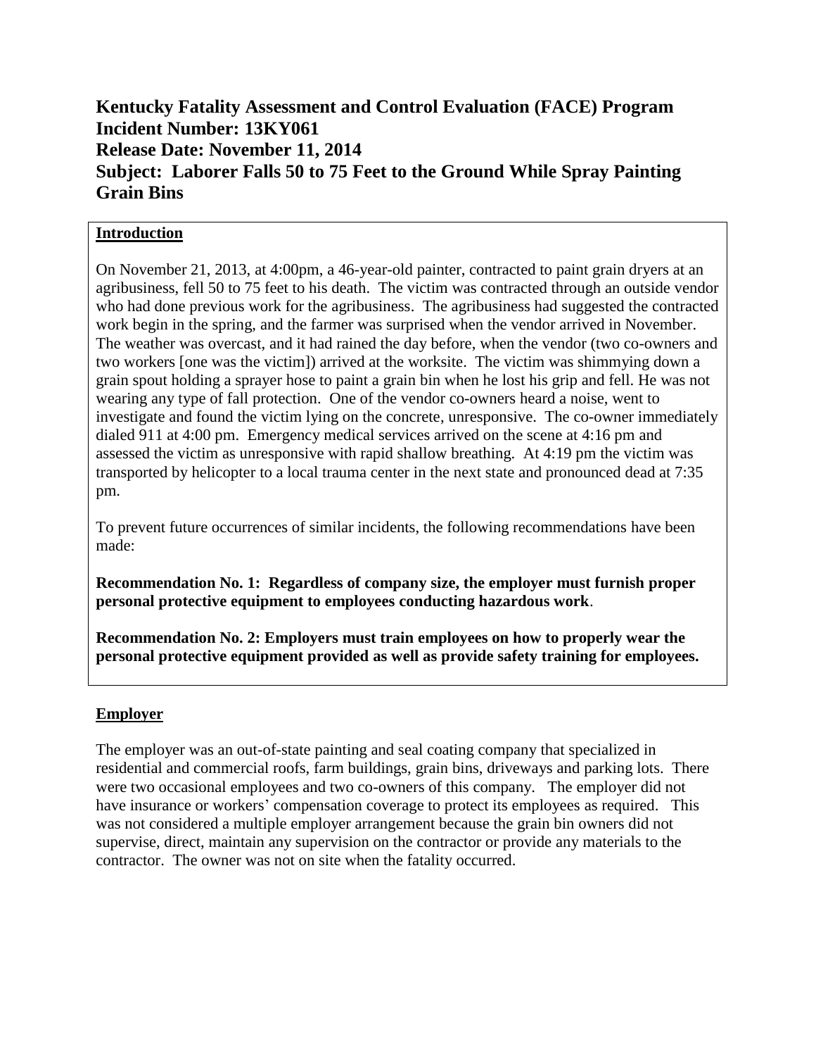**Kentucky Fatality Assessment and Control Evaluation (FACE) Program**
**Incident Number: 13KY061**
**Release Date: November 11, 2014**
**Subject: Laborer Falls 50 to 75 Feet to the Ground While Spray Painting Grain Bins**

## Introduction

On November 21, 2013, at 4:00pm, a 46-year-old painter, contracted to paint grain dryers at an agribusiness, fell 50 to 75 feet to his death. The victim was contracted through an outside vendor who had done previous work for the agribusiness. The agribusiness had suggested the contracted work begin in the spring, and the farmer was surprised when the vendor arrived in November. The weather was overcast, and it had rained the day before, when the vendor (two co-owners and two workers [one was the victim]) arrived at the worksite. The victim was shimmying down a grain spout holding a sprayer hose to paint a grain bin when he lost his grip and fell. He was not wearing any type of fall protection. One of the vendor co-owners heard a noise, went to investigate and found the victim lying on the concrete, unresponsive. The co-owner immediately dialed 911 at 4:00 pm. Emergency medical services arrived on the scene at 4:16 pm and assessed the victim as unresponsive with rapid shallow breathing. At 4:19 pm the victim was transported by helicopter to a local trauma center in the next state and pronounced dead at 7:35 pm.

To prevent future occurrences of similar incidents, the following recommendations have been made:

**Recommendation No. 1: Regardless of company size, the employer must furnish proper personal protective equipment to employees conducting hazardous work**.

**Recommendation No. 2: Employers must train employees on how to properly wear the personal protective equipment provided as well as provide safety training for employees.**

## Employer

The employer was an out-of-state painting and seal coating company that specialized in residential and commercial roofs, farm buildings, grain bins, driveways and parking lots. There were two occasional employees and two co-owners of this company. The employer did not have insurance or workers' compensation coverage to protect its employees as required. This was not considered a multiple employer arrangement because the grain bin owners did not supervise, direct, maintain any supervision on the contractor or provide any materials to the contractor. The owner was not on site when the fatality occurred.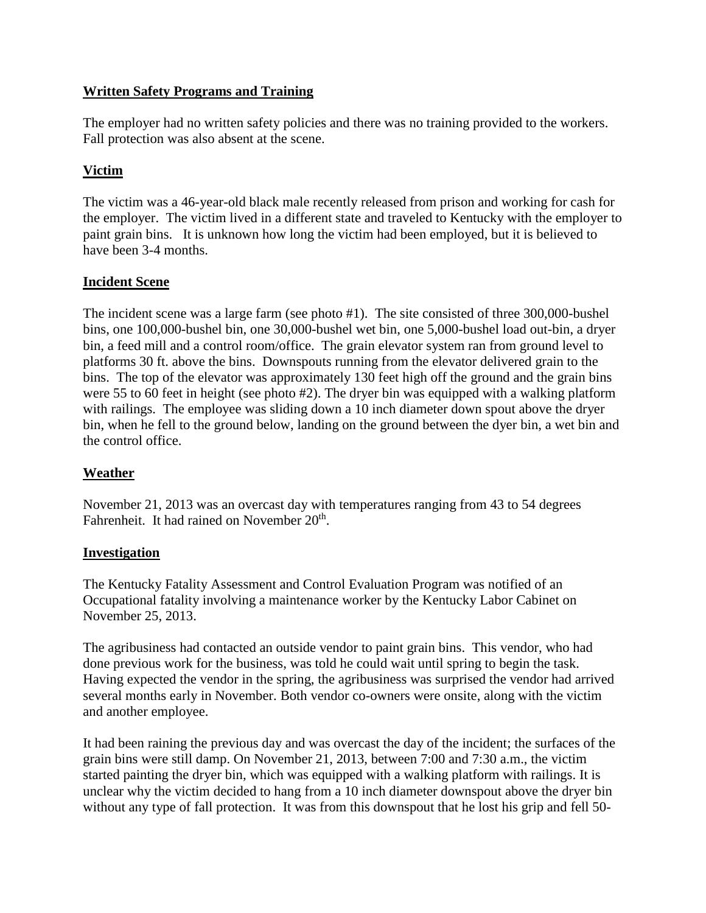## Written Safety Programs and Training

The employer had no written safety policies and there was no training provided to the workers. Fall protection was also absent at the scene.

## Victim

The victim was a 46-year-old black male recently released from prison and working for cash for the employer. The victim lived in a different state and traveled to Kentucky with the employer to paint grain bins. It is unknown how long the victim had been employed, but it is believed to have been 3-4 months.

## Incident Scene

The incident scene was a large farm (see photo #1). The site consisted of three 300,000-bushel bins, one 100,000-bushel bin, one 30,000-bushel wet bin, one 5,000-bushel load out-bin, a dryer bin, a feed mill and a control room/office. The grain elevator system ran from ground level to platforms 30 ft. above the bins. Downspouts running from the elevator delivered grain to the bins. The top of the elevator was approximately 130 feet high off the ground and the grain bins were 55 to 60 feet in height (see photo #2). The dryer bin was equipped with a walking platform with railings. The employee was sliding down a 10 inch diameter down spout above the dryer bin, when he fell to the ground below, landing on the ground between the dyer bin, a wet bin and the control office.

## Weather

November 21, 2013 was an overcast day with temperatures ranging from 43 to 54 degrees Fahrenheit. It had rained on November 20th.

## Investigation

The Kentucky Fatality Assessment and Control Evaluation Program was notified of an Occupational fatality involving a maintenance worker by the Kentucky Labor Cabinet on November 25, 2013.

The agribusiness had contacted an outside vendor to paint grain bins. This vendor, who had done previous work for the business, was told he could wait until spring to begin the task. Having expected the vendor in the spring, the agribusiness was surprised the vendor had arrived several months early in November. Both vendor co-owners were onsite, along with the victim and another employee.

It had been raining the previous day and was overcast the day of the incident; the surfaces of the grain bins were still damp. On November 21, 2013, between 7:00 and 7:30 a.m., the victim started painting the dryer bin, which was equipped with a walking platform with railings. It is unclear why the victim decided to hang from a 10 inch diameter downspout above the dryer bin without any type of fall protection. It was from this downspout that he lost his grip and fell 50-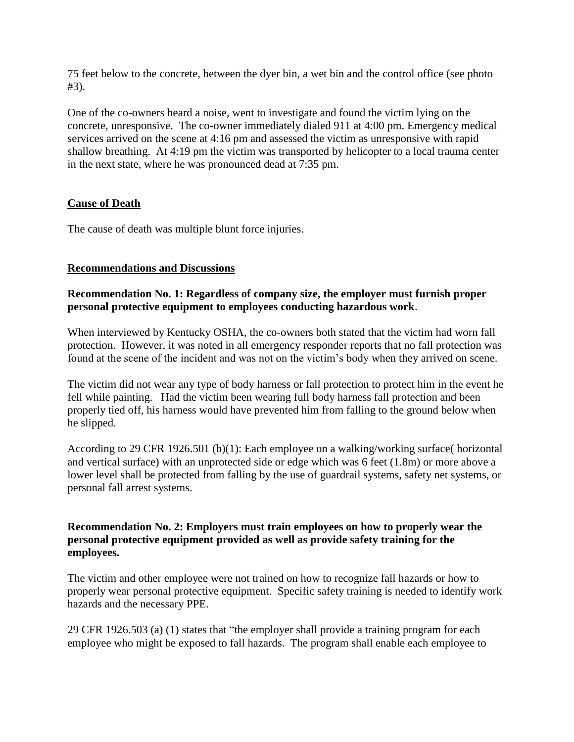75 feet below to the concrete, between the dyer bin, a wet bin and the control office (see photo #3).

One of the co-owners heard a noise, went to investigate and found the victim lying on the concrete, unresponsive. The co-owner immediately dialed 911 at 4:00 pm. Emergency medical services arrived on the scene at 4:16 pm and assessed the victim as unresponsive with rapid shallow breathing. At 4:19 pm the victim was transported by helicopter to a local trauma center in the next state, where he was pronounced dead at 7:35 pm.

## Cause of Death

The cause of death was multiple blunt force injuries.

## Recommendations and Discussions

**Recommendation No. 1: Regardless of company size, the employer must furnish proper personal protective equipment to employees conducting hazardous work**.

When interviewed by Kentucky OSHA, the co-owners both stated that the victim had worn fall protection. However, it was noted in all emergency responder reports that no fall protection was found at the scene of the incident and was not on the victim's body when they arrived on scene.

The victim did not wear any type of body harness or fall protection to protect him in the event he fell while painting. Had the victim been wearing full body harness fall protection and been properly tied off, his harness would have prevented him from falling to the ground below when he slipped.

According to 29 CFR 1926.501 (b)(1): Each employee on a walking/working surface( horizontal and vertical surface) with an unprotected side or edge which was 6 feet (1.8m) or more above a lower level shall be protected from falling by the use of guardrail systems, safety net systems, or personal fall arrest systems.

**Recommendation No. 2: Employers must train employees on how to properly wear the personal protective equipment provided as well as provide safety training for the employees.**

The victim and other employee were not trained on how to recognize fall hazards or how to properly wear personal protective equipment. Specific safety training is needed to identify work hazards and the necessary PPE.

29 CFR 1926.503 (a) (1) states that "the employer shall provide a training program for each employee who might be exposed to fall hazards. The program shall enable each employee to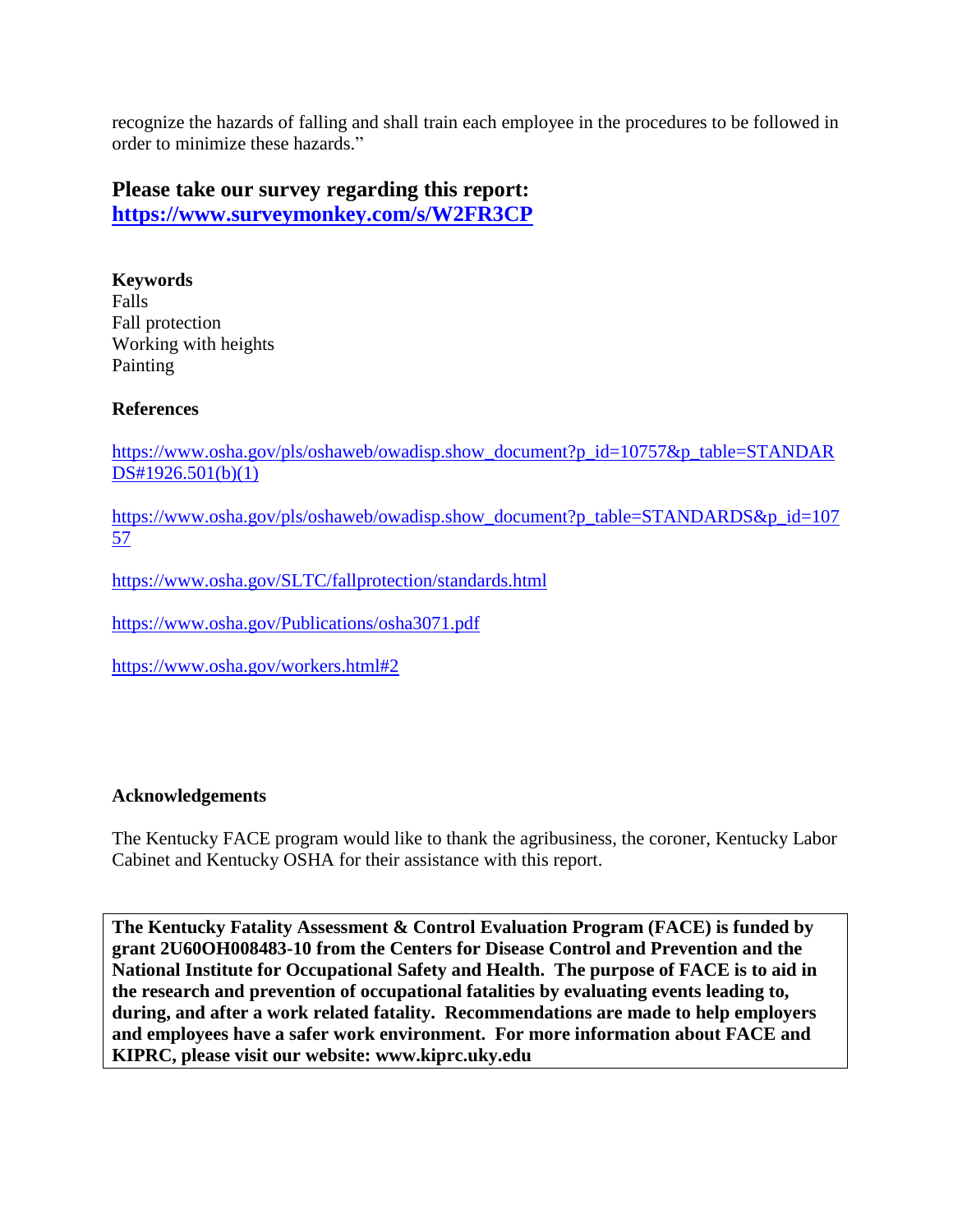recognize the hazards of falling and shall train each employee in the procedures to be followed in order to minimize these hazards."

## Please take our survey regarding this report: [https://www.surveymonkey.com/s/W2FR3CP](https://www.surveymonkey.com/s/W2FR3CP)

**Keywords**

Falls
Fall protection
Working with heights
Painting

**References**

https://www.osha.gov/pls/oshaweb/owadisp.show_document?p_id=10757&p_table=STANDARDS#1926.501(b)(1)

https://www.osha.gov/pls/oshaweb/owadisp.show_document?p_table=STANDARDS&p_id=10757

https://www.osha.gov/SLTC/fallprotection/standards.html

https://www.osha.gov/Publications/osha3071.pdf

https://www.osha.gov/workers.html#2

**Acknowledgements**

The Kentucky FACE program would like to thank the agribusiness, the coroner, Kentucky Labor Cabinet and Kentucky OSHA for their assistance with this report.

**The Kentucky Fatality Assessment & Control Evaluation Program (FACE) is funded by grant 2U60OH008483-10 from the Centers for Disease Control and Prevention and the National Institute for Occupational Safety and Health. The purpose of FACE is to aid in the research and prevention of occupational fatalities by evaluating events leading to, during, and after a work related fatality. Recommendations are made to help employers and employees have a safer work environment. For more information about FACE and KIPRC, please visit our website: www.kiprc.uky.edu**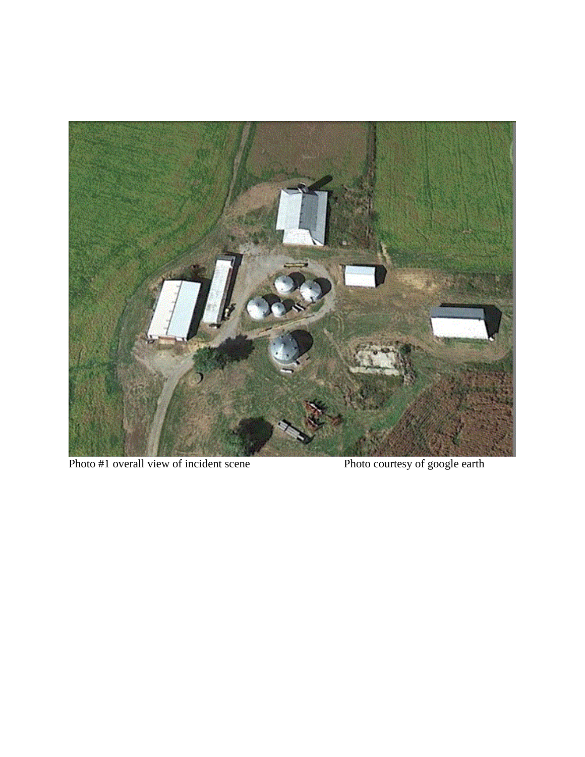Photo #1 overall view of incident scene Photo courtesy of google earth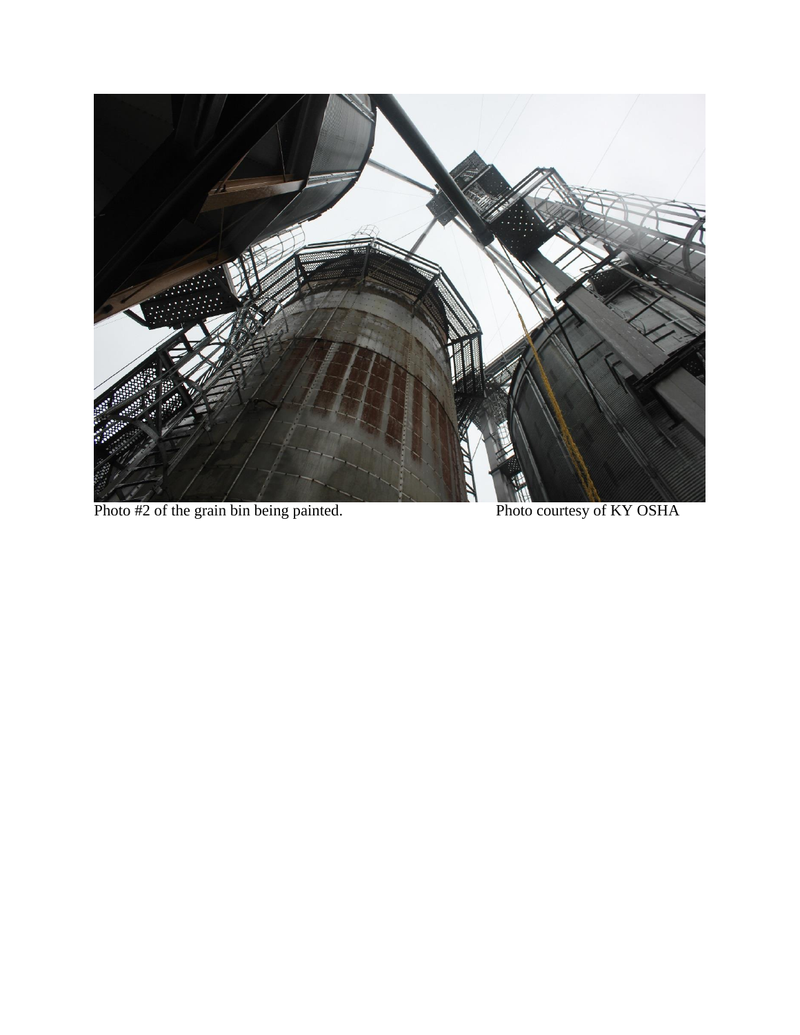Photo #2 of the grain bin being painted. Photo courtesy of KY OSHA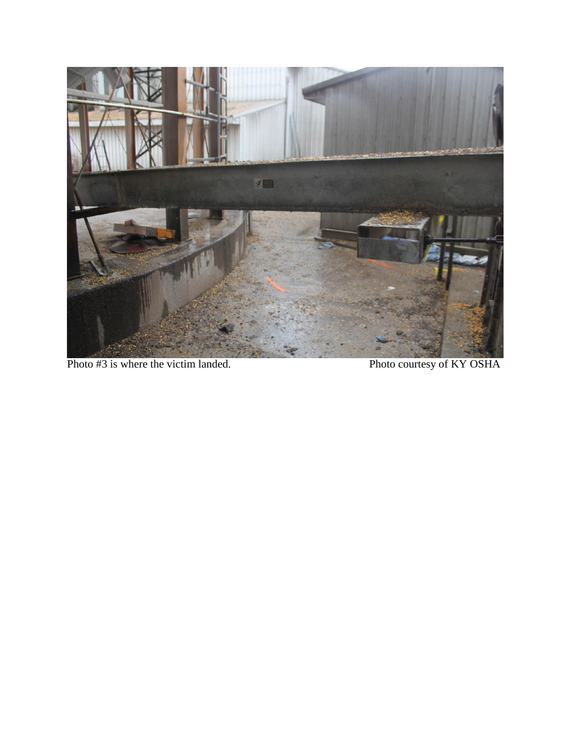Photo #3 is where the victim landed. Photo courtesy of KY OSHA